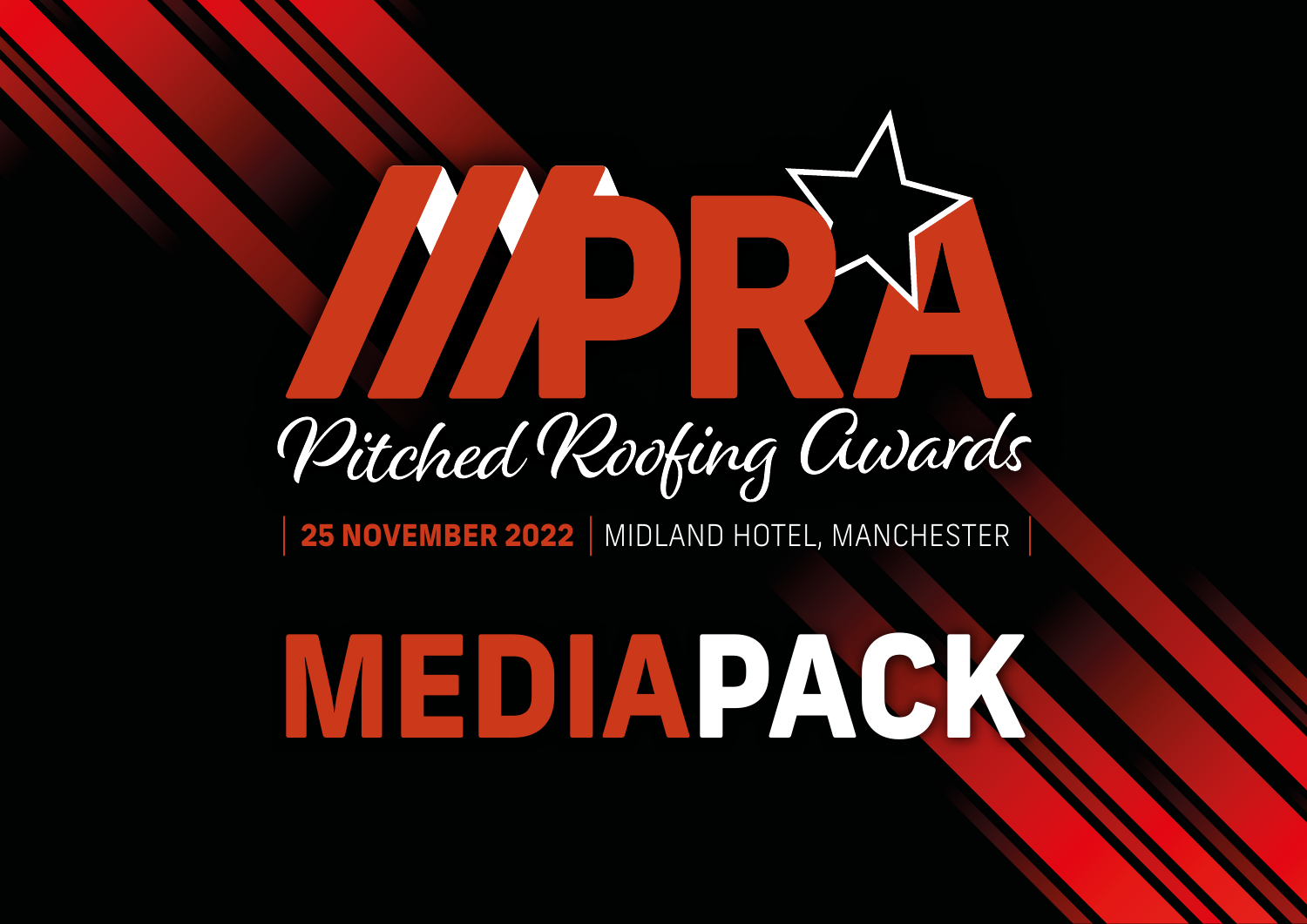# PRA

## Pitched Roofing Awards

**25 NOVEMBER 2022** | MIDLAND HOTEL, MANCHESTER

# MEDIAPACK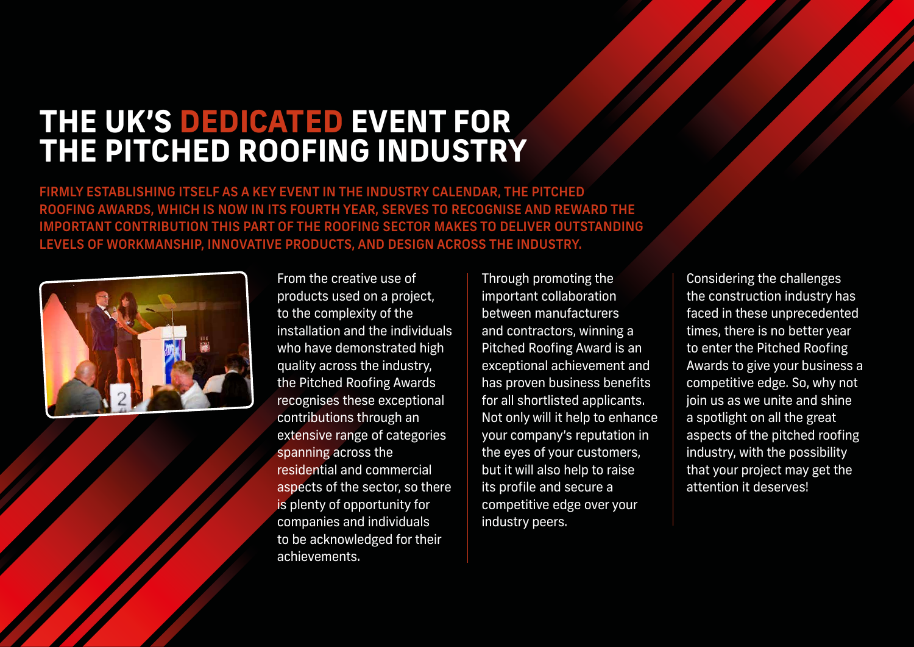# THE UK'S DEDICATED EVENT FOR THE PITCHED ROOFING INDUSTRY

**FIRMLY ESTABLISHING ITSELF AS A KEY EVENT IN THE INDUSTRY CALENDAR, THE PITCHED ROOFING AWARDS, WHICH IS NOW IN ITS FOURTH YEAR, SERVES TO RECOGNISE AND REWARD THE IMPORTANT CONTRIBUTION THIS PART OF THE ROOFING SECTOR MAKES TO DELIVER OUTSTANDING LEVELS OF WORKMANSHIP, INNOVATIVE PRODUCTS, AND DESIGN ACROSS THE INDUSTRY.**

From the creative use of products used on a project, to the complexity of the installation and the individuals who have demonstrated high quality across the industry, the Pitched Roofing Awards recognises these exceptional contributions through an extensive range of categories spanning across the residential and commercial aspects of the sector, so there is plenty of opportunity for companies and individuals to be acknowledged for their achievements.

Through promoting the important collaboration between manufacturers and contractors, winning a Pitched Roofing Award is an exceptional achievement and has proven business benefits for all shortlisted applicants. Not only will it help to enhance your company's reputation in the eyes of your customers, but it will also help to raise its profile and secure a competitive edge over your industry peers.

Considering the challenges the construction industry has faced in these unprecedented times, there is no better year to enter the Pitched Roofing Awards to give your business a competitive edge. So, why not join us as we unite and shine a spotlight on all the great aspects of the pitched roofing industry, with the possibility that your project may get the attention it deserves!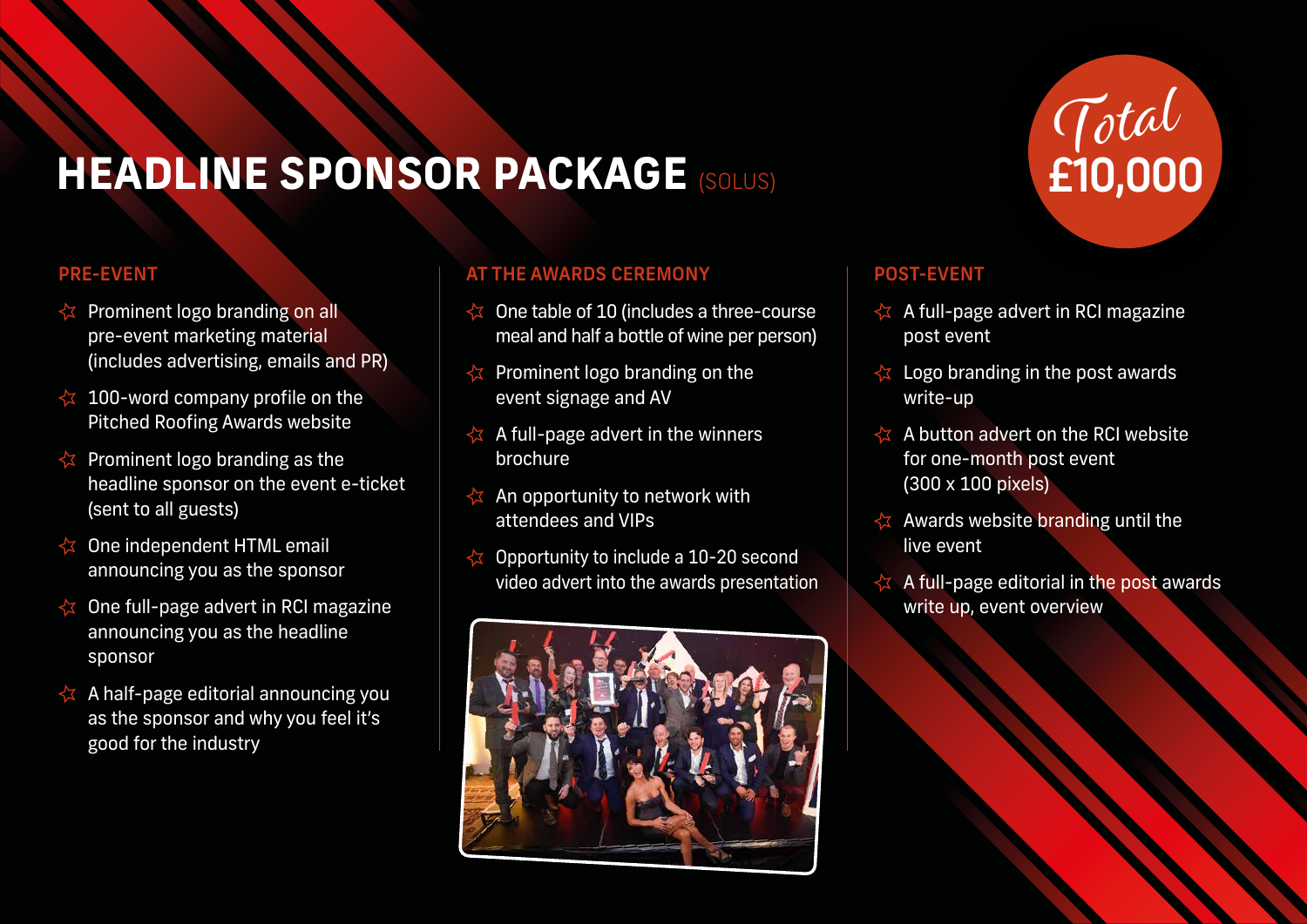# HEADLINE SPONSOR PACKAGE (SOLUS)

**Total £10,000**

## PRE-EVENT

- Prominent logo branding on all pre-event marketing material (includes advertising, emails and PR)
- 100-word company profile on the Pitched Roofing Awards website
- Prominent logo branding as the headline sponsor on the event e-ticket (sent to all guests)
- One independent HTML email announcing you as the sponsor
- One full-page advert in RCI magazine announcing you as the headline sponsor
- A half-page editorial announcing you as the sponsor and why you feel it's good for the industry

## AT THE AWARDS CEREMONY

- One table of 10 (includes a three-course meal and half a bottle of wine per person)
- Prominent logo branding on the event signage and AV
- A full-page advert in the winners brochure
- An opportunity to network with attendees and VIPs
- Opportunity to include a 10-20 second video advert into the awards presentation

## POST-EVENT

- A full-page advert in RCI magazine post event
- Logo branding in the post awards write-up
- A button advert on the RCI website for one-month post event (300 x 100 pixels)
- Awards website branding until the live event
- A full-page editorial in the post awards write up, event overview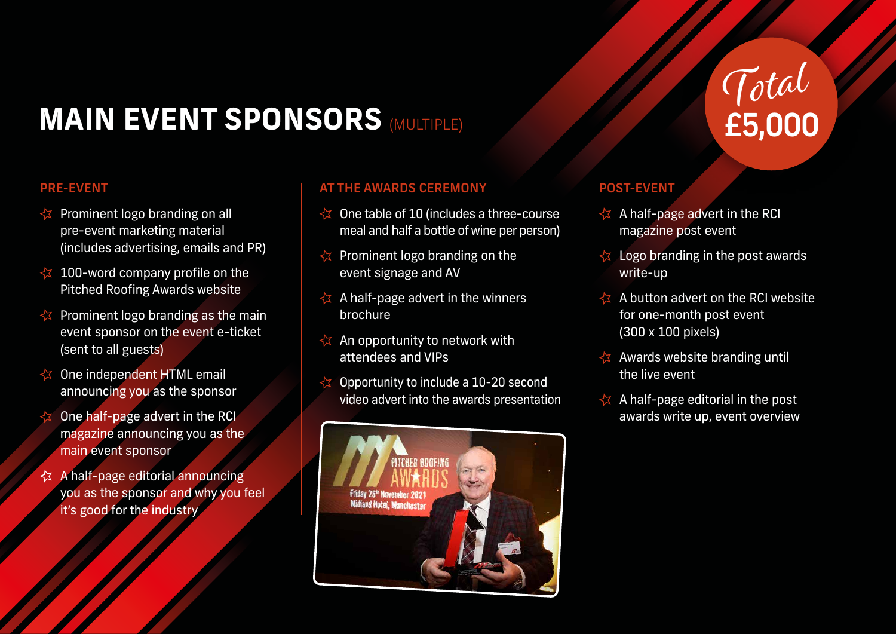# MAIN EVENT SPONSORS (MULTIPLE)

*Total*
**£5,000**

## PRE-EVENT

- Prominent logo branding on all pre-event marketing material (includes advertising, emails and PR)
- 100-word company profile on the Pitched Roofing Awards website
- Prominent logo branding as the main event sponsor on the event e-ticket (sent to all guests)
- One independent HTML email announcing you as the sponsor
- One half-page advert in the RCI magazine announcing you as the main event sponsor
- A half-page editorial announcing you as the sponsor and why you feel it's good for the industry

## AT THE AWARDS CEREMONY

- One table of 10 (includes a three-course meal and half a bottle of wine per person)
- Prominent logo branding on the event signage and AV
- A half-page advert in the winners brochure
- An opportunity to network with attendees and VIPs
- Opportunity to include a 10-20 second video advert into the awards presentation

## POST-EVENT

- A half-page advert in the RCI magazine post event
- Logo branding in the post awards write-up
- A button advert on the RCI website for one-month post event (300 x 100 pixels)
- Awards website branding until the live event
- A half-page editorial in the post awards write up, event overview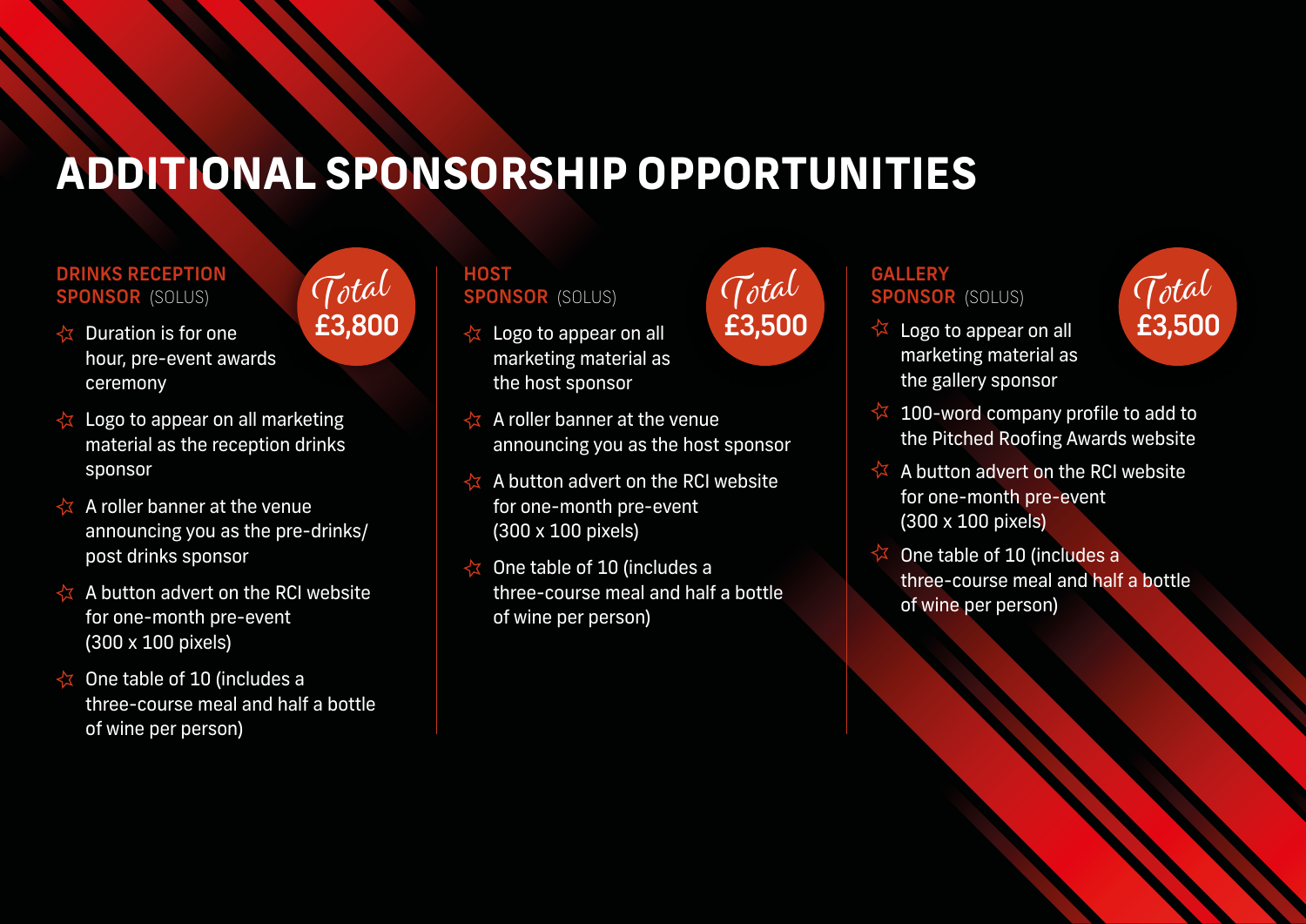# ADDITIONAL SPONSORSHIP OPPORTUNITIES

## DRINKS RECEPTION SPONSOR (SOLUS)

*Total* **£3,800**

- Duration is for one hour, pre-event awards ceremony
- Logo to appear on all marketing material as the reception drinks sponsor
- A roller banner at the venue announcing you as the pre-drinks/ post drinks sponsor
- A button advert on the RCI website for one-month pre-event (300 x 100 pixels)
- One table of 10 (includes a three-course meal and half a bottle of wine per person)

## HOST SPONSOR (SOLUS)

*Total* **£3,500**

- Logo to appear on all marketing material as the host sponsor
- A roller banner at the venue announcing you as the host sponsor
- A button advert on the RCI website for one-month pre-event (300 x 100 pixels)
- One table of 10 (includes a three-course meal and half a bottle of wine per person)

## GALLERY SPONSOR (SOLUS)

*Total* **£3,500**

- Logo to appear on all marketing material as the gallery sponsor
- 100-word company profile to add to the Pitched Roofing Awards website
- A button advert on the RCI website for one-month pre-event (300 x 100 pixels)
- One table of 10 (includes a three-course meal and half a bottle of wine per person)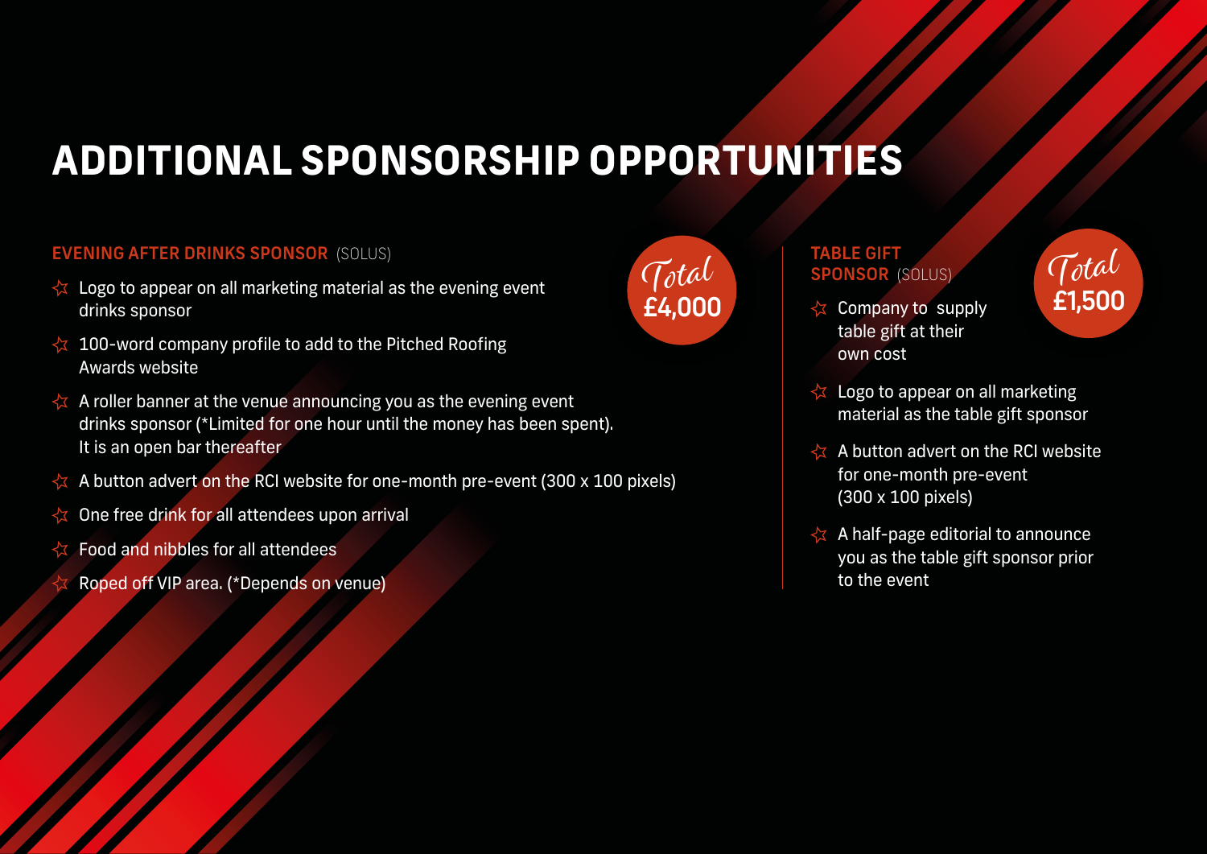# ADDITIONAL SPONSORSHIP OPPORTUNITIES

## EVENING AFTER DRINKS SPONSOR (SOLUS)

**Total £4,000**

- Logo to appear on all marketing material as the evening event drinks sponsor
- 100-word company profile to add to the Pitched Roofing Awards website
- A roller banner at the venue announcing you as the evening event drinks sponsor (*Limited for one hour until the money has been spent). It is an open bar thereafter
- A button advert on the RCI website for one-month pre-event (300 x 100 pixels)
- One free drink for all attendees upon arrival
- Food and nibbles for all attendees
- Roped off VIP area. (*Depends on venue)

## TABLE GIFT SPONSOR (SOLUS)

**Total £1,500**

- Company to supply table gift at their own cost
- Logo to appear on all marketing material as the table gift sponsor
- A button advert on the RCI website for one-month pre-event (300 x 100 pixels)
- A half-page editorial to announce you as the table gift sponsor prior to the event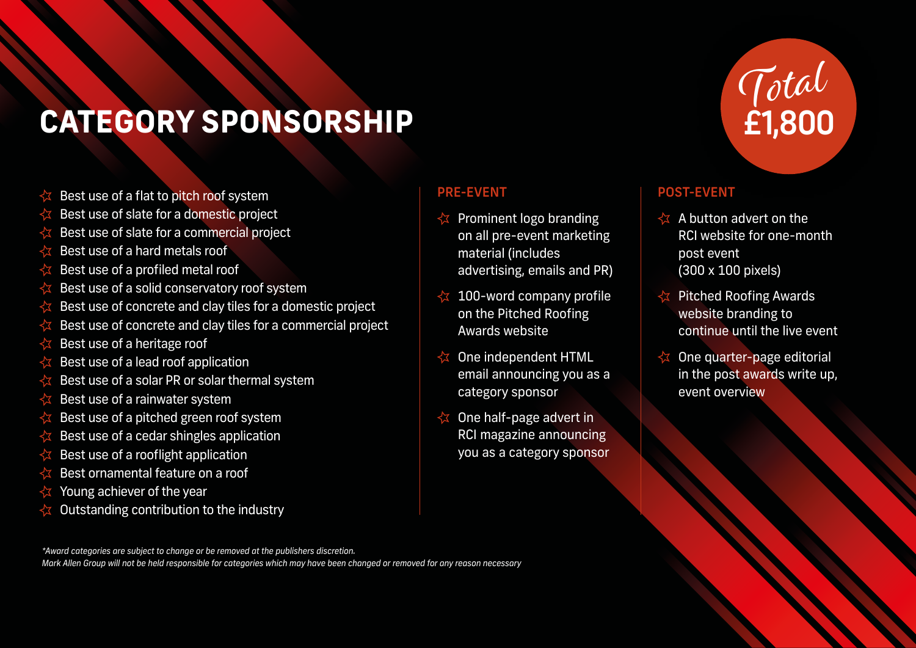# CATEGORY SPONSORSHIP

*Total* **£1,800**

- Best use of a flat to pitch roof system
- Best use of slate for a domestic project
- Best use of slate for a commercial project
- Best use of a hard metals roof
- Best use of a profiled metal roof
- Best use of a solid conservatory roof system
- Best use of concrete and clay tiles for a domestic project
- Best use of concrete and clay tiles for a commercial project
- Best use of a heritage roof
- Best use of a lead roof application
- Best use of a solar PR or solar thermal system
- Best use of a rainwater system
- Best use of a pitched green roof system
- Best use of a cedar shingles application
- Best use of a rooflight application
- Best ornamental feature on a roof
- Young achiever of the year
- Outstanding contribution to the industry

## PRE-EVENT

- Prominent logo branding on all pre-event marketing material (includes advertising, emails and PR)
- 100-word company profile on the Pitched Roofing Awards website
- One independent HTML email announcing you as a category sponsor
- One half-page advert in RCI magazine announcing you as a category sponsor

## POST-EVENT

- A button advert on the RCI website for one-month post event (300 x 100 pixels)
- Pitched Roofing Awards website branding to continue until the live event
- One quarter-page editorial in the post awards write up, event overview

*\*Award categories are subject to change or be removed at the publishers discretion.*
*Mark Allen Group will not be held responsible for categories which may have been changed or removed for any reason necessary*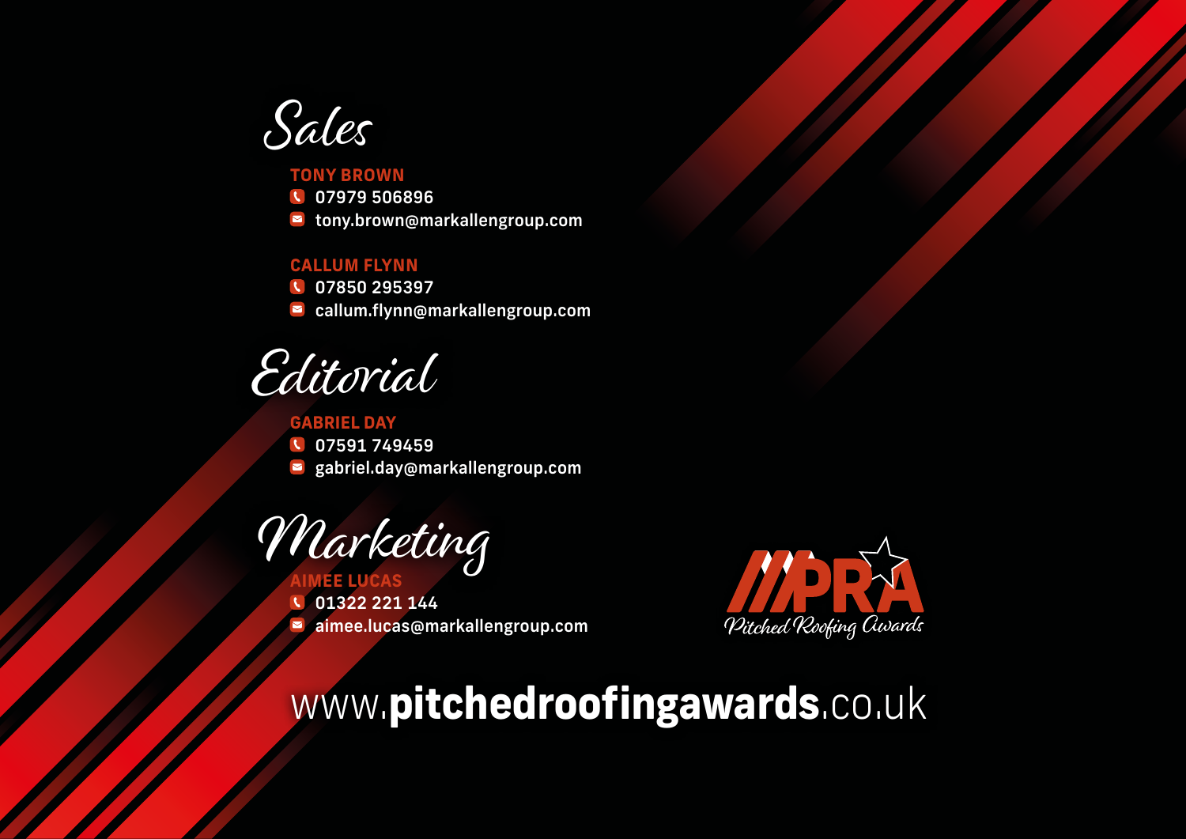## Sales

**TONY BROWN**
07979 506896
tony.brown@markallengroup.com

**CALLUM FLYNN**
07850 295397
callum.flynn@markallengroup.com

## Editorial

**GABRIEL DAY**
07591 749459
gabriel.day@markallengroup.com

## Marketing

**AIMEE LUCAS**
01322 221 144
aimee.lucas@markallengroup.com

PRA
Pitched Roofing Awards

www.**pitchedroofingawards**.co.uk